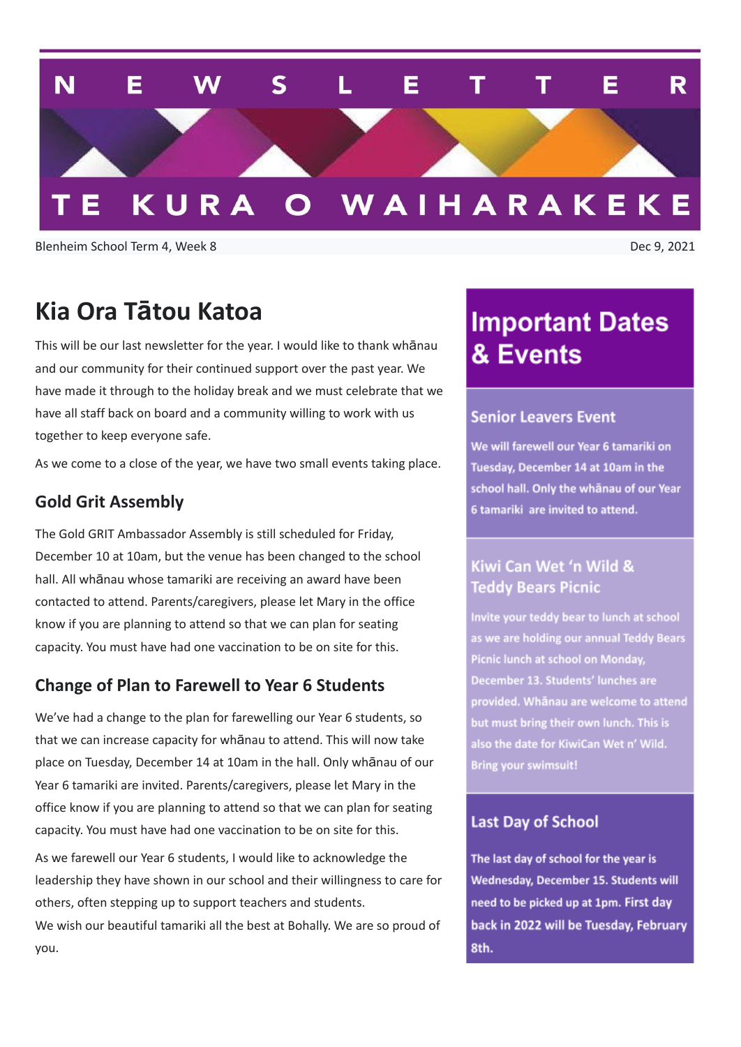# NEWSLETTER

# TE KURA O WAIHARAKEKE

Blenheim School Term 4, Week 8

Dec 9, 2021

## Kia Ora Tātou Katoa

This will be our last newsletter for the year. I would like to thank whānau and our community for their continued support over the past year. We have made it through to the holiday break and we must celebrate that we have all staff back on board and a community willing to work with us together to keep everyone safe.

As we come to a close of the year, we have two small events taking place.

### Gold Grit Assembly

The Gold GRIT Ambassador Assembly is still scheduled for Friday, December 10 at 10am, but the venue has been changed to the school hall. All whānau whose tamariki are receiving an award have been contacted to attend. Parents/caregivers, please let Mary in the office know if you are planning to attend so that we can plan for seating capacity. You must have had one vaccination to be on site for this.

### Change of Plan to Farewell to Year 6 Students

We've had a change to the plan for farewelling our Year 6 students, so that we can increase capacity for whānau to attend. This will now take place on Tuesday, December 14 at 10am in the hall. Only whānau of our Year 6 tamariki are invited. Parents/caregivers, please let Mary in the office know if you are planning to attend so that we can plan for seating capacity. You must have had one vaccination to be on site for this.

As we farewell our Year 6 students, I would like to acknowledge the leadership they have shown in our school and their willingness to care for others, often stepping up to support teachers and students.

We wish our beautiful tamariki all the best at Bohally. We are so proud of you.

## Important Dates & Events

### Senior Leavers Event

We will farewell our Year 6 tamariki on Tuesday, December 14 at 10am in the school hall. Only the whānau of our Year 6 tamariki are invited to attend.

### Kiwi Can Wet 'n Wild & Teddy Bears Picnic

Invite your teddy bear to lunch at school as we are holding our annual Teddy Bears Picnic lunch at school on Monday, December 13. Students' lunches are provided. Whānau are welcome to attend but must bring their own lunch. This is also the date for KiwiCan Wet n' Wild. Bring your swimsuit!

### Last Day of School

The last day of school for the year is Wednesday, December 15. Students will need to be picked up at 1pm. First day back in 2022 will be Tuesday, February 8th.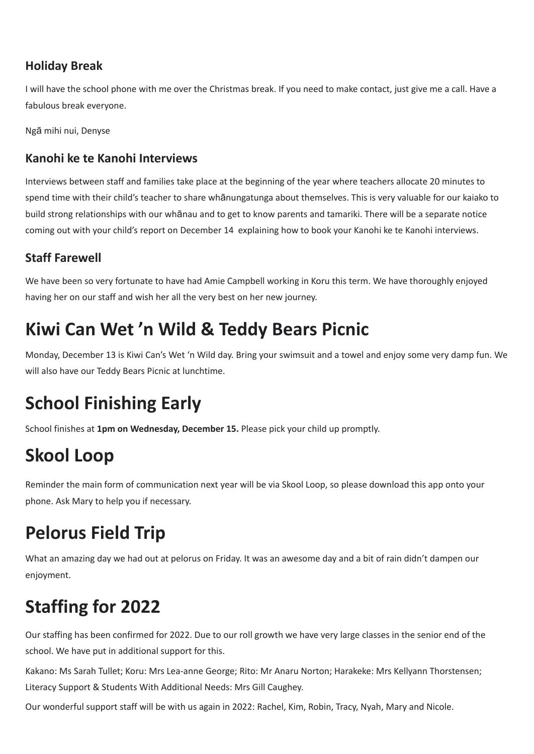### Holiday Break

I will have the school phone with me over the Christmas break. If you need to make contact, just give me a call. Have a fabulous break everyone.

Ngā mihi nui, Denyse

### Kanohi ke te Kanohi Interviews

Interviews between staff and families take place at the beginning of the year where teachers allocate 20 minutes to spend time with their child's teacher to share whānungatunga about themselves. This is very valuable for our kaiako to build strong relationships with our whānau and to get to know parents and tamariki. There will be a separate notice coming out with your child's report on December 14  explaining how to book your Kanohi ke te Kanohi interviews.

### Staff Farewell

We have been so very fortunate to have had Amie Campbell working in Koru this term. We have thoroughly enjoyed having her on our staff and wish her all the very best on her new journey.

# Kiwi Can Wet 'n Wild & Teddy Bears Picnic

Monday, December 13 is Kiwi Can's Wet 'n Wild day. Bring your swimsuit and a towel and enjoy some very damp fun. We will also have our Teddy Bears Picnic at lunchtime.

# School Finishing Early

School finishes at **1pm on Wednesday, December 15.** Please pick your child up promptly.

# Skool Loop

Reminder the main form of communication next year will be via Skool Loop, so please download this app onto your phone. Ask Mary to help you if necessary.

# Pelorus Field Trip

What an amazing day we had out at pelorus on Friday. It was an awesome day and a bit of rain didn't dampen our enjoyment.

# Staffing for 2022

Our staffing has been confirmed for 2022. Due to our roll growth we have very large classes in the senior end of the school. We have put in additional support for this.

Kakano: Ms Sarah Tullet; Koru: Mrs Lea-anne George; Rito: Mr Anaru Norton; Harakeke: Mrs Kellyann Thorstensen; Literacy Support & Students With Additional Needs: Mrs Gill Caughey.

Our wonderful support staff will be with us again in 2022: Rachel, Kim, Robin, Tracy, Nyah, Mary and Nicole.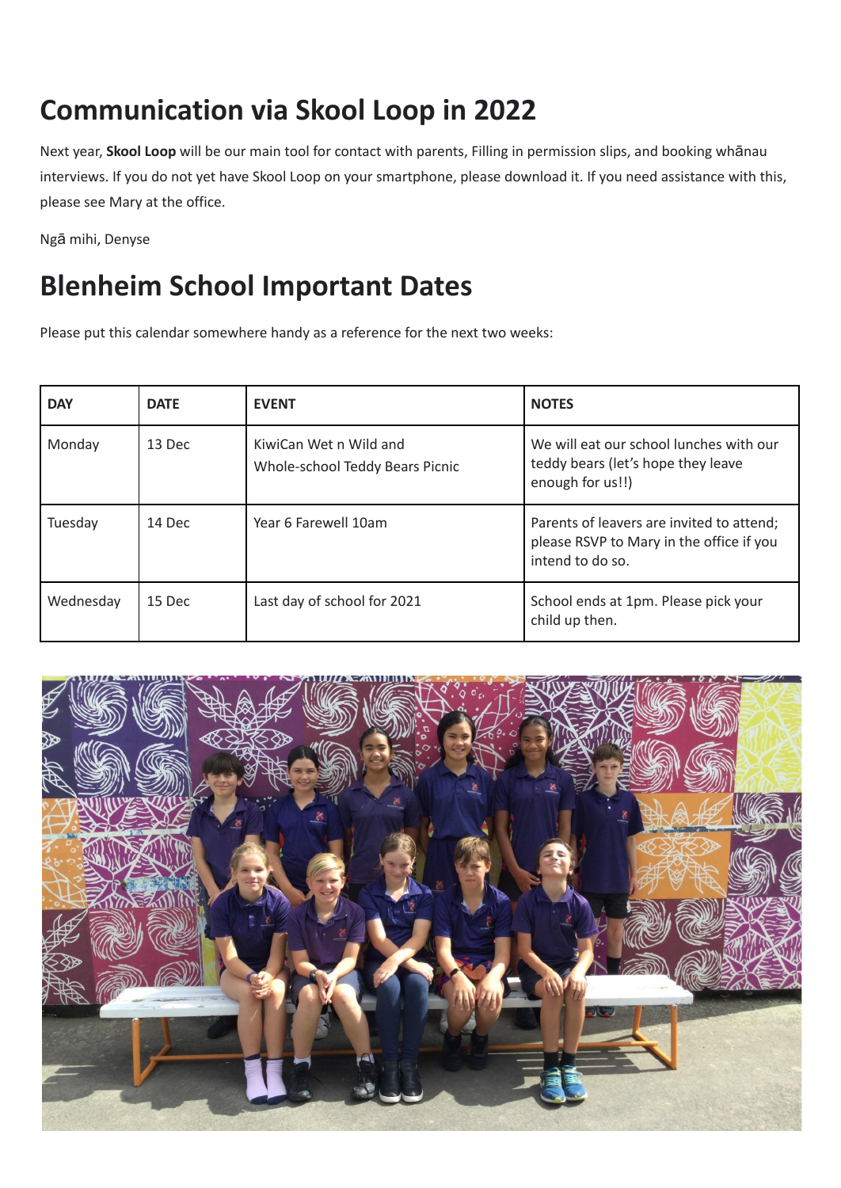## Communication via Skool Loop in 2022

Next year, **Skool Loop** will be our main tool for contact with parents, Filling in permission slips, and booking whānau interviews. If you do not yet have Skool Loop on your smartphone, please download it. If you need assistance with this, please see Mary at the office.

Ngā mihi, Denyse

## Blenheim School Important Dates

Please put this calendar somewhere handy as a reference for the next two weeks:

| DAY | DATE | EVENT | NOTES |
|---|---|---|---|
| Monday | 13 Dec | KiwiCan Wet n Wild and Whole-school Teddy Bears Picnic | We will eat our school lunches with our teddy bears (let's hope they leave enough for us!!) |
| Tuesday | 14 Dec | Year 6 Farewell 10am | Parents of leavers are invited to attend; please RSVP to Mary in the office if you intend to do so. |
| Wednesday | 15 Dec | Last day of school for 2021 | School ends at 1pm. Please pick your child up then. |